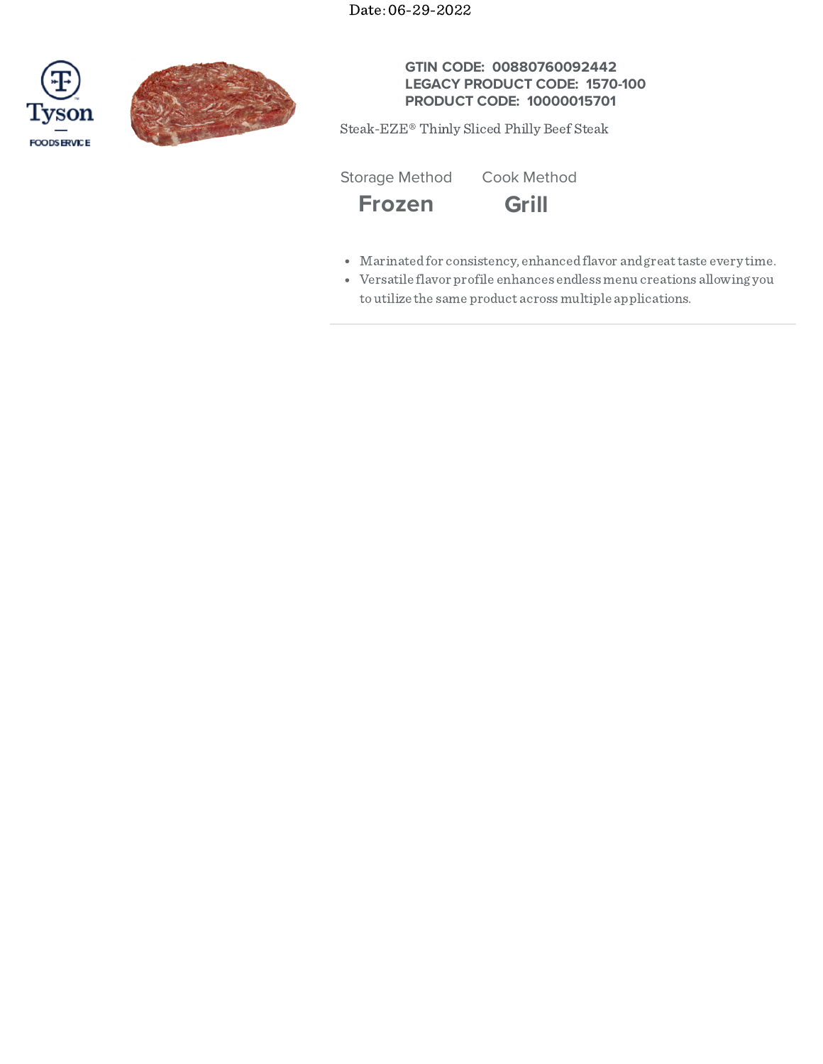Date: 06-29-2022

Tyson FOODSERVICE

**GTIN CODE: 00880760092442**
**LEGACY PRODUCT CODE: 1570-100**
**PRODUCT CODE: 10000015701**

Steak-EZE® Thinly Sliced Philly Beef Steak

| Storage Method | Cook Method |
| --- | --- |
| **Frozen** | **Grill** |

- Marinated for consistency, enhanced flavor and great taste every time.
- Versatile flavor profile enhances endless menu creations allowing you to utilize the same product across multiple applications.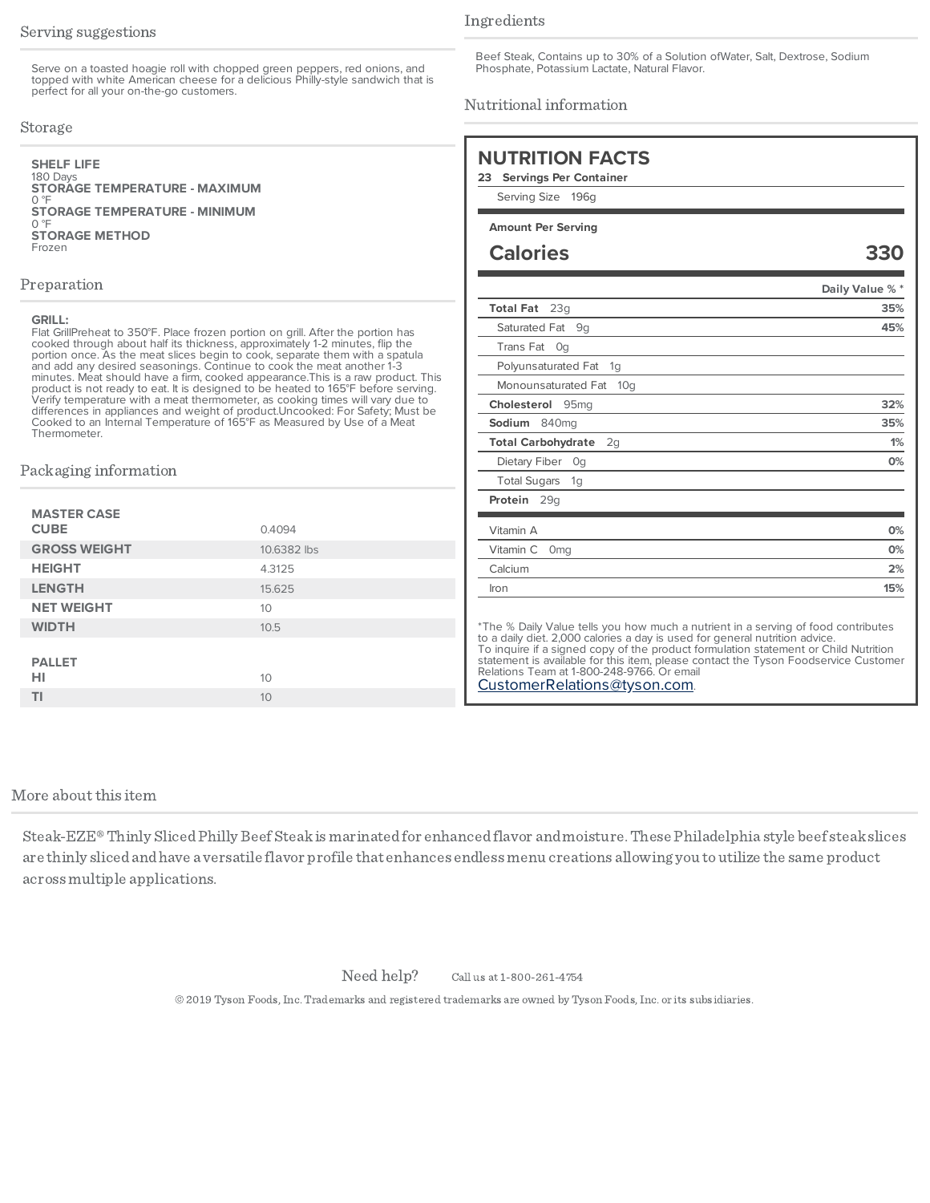## Serving suggestions

Serve on a toasted hoagie roll with chopped green peppers, red onions, and topped with white American cheese for a delicious Philly-style sandwich that is perfect for all your on-the-go customers.

## Storage

**SHELF LIFE**
180 Days
**STORAGE TEMPERATURE - MAXIMUM**
0 °F
**STORAGE TEMPERATURE - MINIMUM**
0 °F
**STORAGE METHOD**
Frozen

## Preparation

**GRILL:**
Flat GrillPreheat to 350°F. Place frozen portion on grill. After the portion has cooked through about half its thickness, approximately 1-2 minutes, flip the portion once. As the meat slices begin to cook, separate them with a spatula and add any desired seasonings. Continue to cook the meat another 1-3 minutes. Meat should have a firm, cooked appearance.This is a raw product. This product is not ready to eat. It is designed to be heated to 165°F before serving. Verify temperature with a meat thermometer, as cooking times will vary due to differences in appliances and weight of product.Uncooked: For Safety; Must be Cooked to an Internal Temperature of 165°F as Measured by Use of a Meat Thermometer.

## Packaging information

| MASTER CASE | |
|---|---|
| **CUBE** | 0.4094 |
| **GROSS WEIGHT** | 10.6382 lbs |
| **HEIGHT** | 4.3125 |
| **LENGTH** | 15.625 |
| **NET WEIGHT** | 10 |
| **WIDTH** | 10.5 |

| PALLET | |
|---|---|
| **HI** | 10 |
| **TI** | 10 |

## Ingredients

Beef Steak, Contains up to 30% of a Solution ofWater, Salt, Dextrose, Sodium Phosphate, Potassium Lactate, Natural Flavor.

## Nutritional information

**NUTRITION FACTS**
**23 Servings Per Container**
Serving Size 196g

**Amount Per Serving**
**Calories** **330**

| | Daily Value % * |
|---|---|
| **Total Fat** 23g | **35%** |
| Saturated Fat 9g | **45%** |
| Trans Fat 0g | |
| Polyunsaturated Fat 1g | |
| Monounsaturated Fat 10g | |
| **Cholesterol** 95mg | **32%** |
| **Sodium** 840mg | **35%** |
| **Total Carbohydrate** 2g | **1%** |
| Dietary Fiber 0g | **0%** |
| Total Sugars 1g | |
| **Protein** 29g | |
| Vitamin A | **0%** |
| Vitamin C 0mg | **0%** |
| Calcium | **2%** |
| Iron | **15%** |

*The % Daily Value tells you how much a nutrient in a serving of food contributes to a daily diet. 2,000 calories a day is used for general nutrition advice.
To inquire if a signed copy of the product formulation statement or Child Nutrition statement is available for this item, please contact the Tyson Foodservice Customer Relations Team at 1-800-248-9766. Or email CustomerRelations@tyson.com.

## More about this item

Steak-EZE® Thinly Sliced Philly Beef Steak is marinated for enhanced flavor and moisture. These Philadelphia style beef steak slices are thinly sliced and have a versatile flavor profile that enhances endless menu creations allowing you to utilize the same product across multiple applications.

Need help? Call us at 1-800-261-4754

© 2019 Tyson Foods, Inc. Trademarks and registered trademarks are owned by Tyson Foods, Inc. or its subsidiaries.